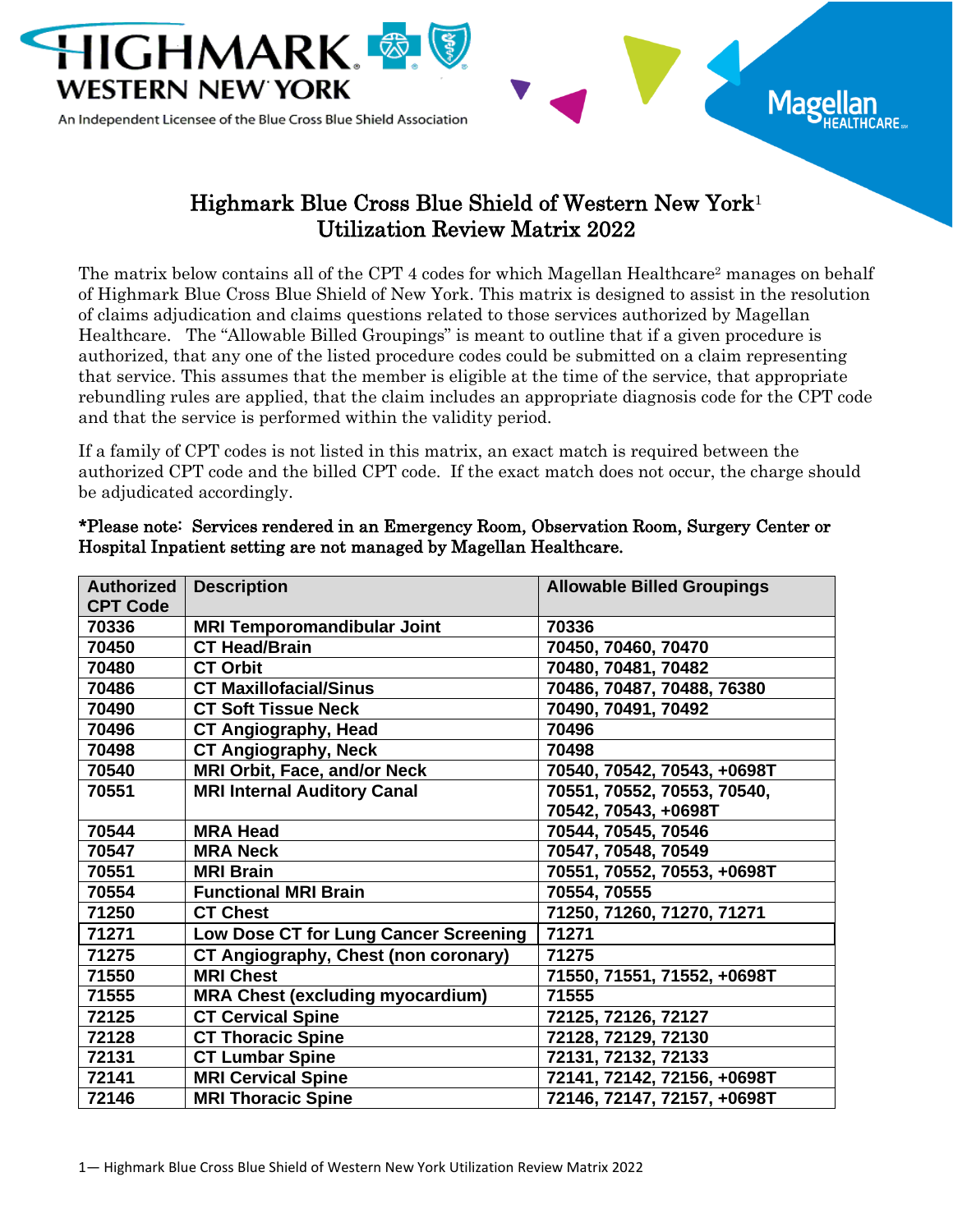HIGHMARK WESTERN NEW YORK

An Independent Licensee of the Blue Cross Blue Shield Association

Magellan HEALTHCARE

# Highmark Blue Cross Blue Shield of Western New York[1] Utilization Review Matrix 2022

The matrix below contains all of the CPT 4 codes for which Magellan Healthcare[2] manages on behalf of Highmark Blue Cross Blue Shield of New York. This matrix is designed to assist in the resolution of claims adjudication and claims questions related to those services authorized by Magellan Healthcare. The "Allowable Billed Groupings" is meant to outline that if a given procedure is authorized, that any one of the listed procedure codes could be submitted on a claim representing that service. This assumes that the member is eligible at the time of the service, that appropriate rebundling rules are applied, that the claim includes an appropriate diagnosis code for the CPT code and that the service is performed within the validity period.

If a family of CPT codes is not listed in this matrix, an exact match is required between the authorized CPT code and the billed CPT code. If the exact match does not occur, the charge should be adjudicated accordingly.

**\*Please note: Services rendered in an Emergency Room, Observation Room, Surgery Center or Hospital Inpatient setting are not managed by Magellan Healthcare.**

| Authorized CPT Code | Description | Allowable Billed Groupings |
|---|---|---|
| 70336 | MRI Temporomandibular Joint | 70336 |
| 70450 | CT Head/Brain | 70450, 70460, 70470 |
| 70480 | CT Orbit | 70480, 70481, 70482 |
| 70486 | CT Maxillofacial/Sinus | 70486, 70487, 70488, 76380 |
| 70490 | CT Soft Tissue Neck | 70490, 70491, 70492 |
| 70496 | CT Angiography, Head | 70496 |
| 70498 | CT Angiography, Neck | 70498 |
| 70540 | MRI Orbit, Face, and/or Neck | 70540, 70542, 70543, +0698T |
| 70551 | MRI Internal Auditory Canal | 70551, 70552, 70553, 70540, 70542, 70543, +0698T |
| 70544 | MRA Head | 70544, 70545, 70546 |
| 70547 | MRA Neck | 70547, 70548, 70549 |
| 70551 | MRI Brain | 70551, 70552, 70553, +0698T |
| 70554 | Functional MRI Brain | 70554, 70555 |
| 71250 | CT Chest | 71250, 71260, 71270, 71271 |
| 71271 | Low Dose CT for Lung Cancer Screening | 71271 |
| 71275 | CT Angiography, Chest (non coronary) | 71275 |
| 71550 | MRI Chest | 71550, 71551, 71552, +0698T |
| 71555 | MRA Chest (excluding myocardium) | 71555 |
| 72125 | CT Cervical Spine | 72125, 72126, 72127 |
| 72128 | CT Thoracic Spine | 72128, 72129, 72130 |
| 72131 | CT Lumbar Spine | 72131, 72132, 72133 |
| 72141 | MRI Cervical Spine | 72141, 72142, 72156, +0698T |
| 72146 | MRI Thoracic Spine | 72146, 72147, 72157, +0698T |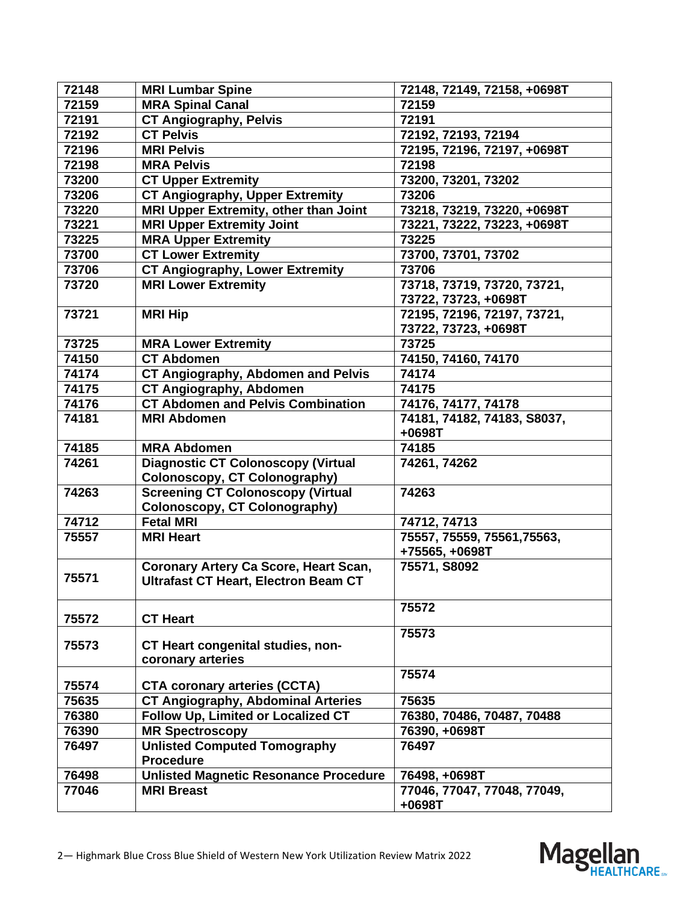| 72148 | MRI Lumbar Spine | 72148, 72149, 72158, +0698T |
|---|---|---|
| 72159 | MRA Spinal Canal | 72159 |
| 72191 | CT Angiography, Pelvis | 72191 |
| 72192 | CT Pelvis | 72192, 72193, 72194 |
| 72196 | MRI Pelvis | 72195, 72196, 72197, +0698T |
| 72198 | MRA Pelvis | 72198 |
| 73200 | CT Upper Extremity | 73200, 73201, 73202 |
| 73206 | CT Angiography, Upper Extremity | 73206 |
| 73220 | MRI Upper Extremity, other than Joint | 73218, 73219, 73220, +0698T |
| 73221 | MRI Upper Extremity Joint | 73221, 73222, 73223, +0698T |
| 73225 | MRA Upper Extremity | 73225 |
| 73700 | CT Lower Extremity | 73700, 73701, 73702 |
| 73706 | CT Angiography, Lower Extremity | 73706 |
| 73720 | MRI Lower Extremity | 73718, 73719, 73720, 73721, 73722, 73723, +0698T |
| 73721 | MRI Hip | 72195, 72196, 72197, 73721, 73722, 73723, +0698T |
| 73725 | MRA Lower Extremity | 73725 |
| 74150 | CT Abdomen | 74150, 74160, 74170 |
| 74174 | CT Angiography, Abdomen and Pelvis | 74174 |
| 74175 | CT Angiography, Abdomen | 74175 |
| 74176 | CT Abdomen and Pelvis Combination | 74176, 74177, 74178 |
| 74181 | MRI Abdomen | 74181, 74182, 74183, S8037, +0698T |
| 74185 | MRA Abdomen | 74185 |
| 74261 | Diagnostic CT Colonoscopy (Virtual Colonoscopy, CT Colonography) | 74261, 74262 |
| 74263 | Screening CT Colonoscopy (Virtual Colonoscopy, CT Colonography) | 74263 |
| 74712 | Fetal MRI | 74712, 74713 |
| 75557 | MRI Heart | 75557, 75559, 75561,75563, +75565, +0698T |
| 75571 | Coronary Artery Ca Score, Heart Scan, Ultrafast CT Heart, Electron Beam CT | 75571, S8092 |
| 75572 | CT Heart | 75572 |
| 75573 | CT Heart congenital studies, non-coronary arteries | 75573 |
| 75574 | CTA coronary arteries (CCTA) | 75574 |
| 75635 | CT Angiography, Abdominal Arteries | 75635 |
| 76380 | Follow Up, Limited or Localized CT | 76380, 70486, 70487, 70488 |
| 76390 | MR Spectroscopy | 76390, +0698T |
| 76497 | Unlisted Computed Tomography Procedure | 76497 |
| 76498 | Unlisted Magnetic Resonance Procedure | 76498, +0698T |
| 77046 | MRI Breast | 77046, 77047, 77048, 77049, +0698T |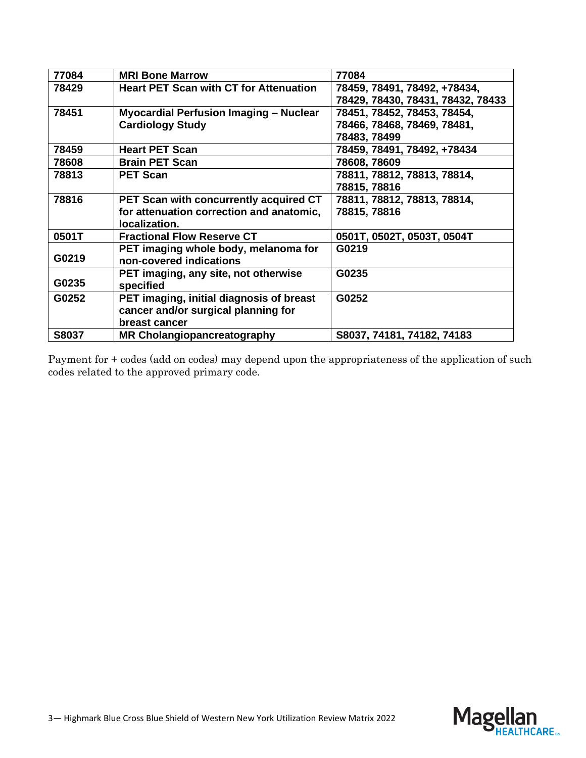| 77084 | MRI Bone Marrow | 77084 |
|---|---|---|
| 78429 | Heart PET Scan with CT for Attenuation | 78459, 78491, 78492, +78434, 78429, 78430, 78431, 78432, 78433 |
| 78451 | Myocardial Perfusion Imaging – Nuclear Cardiology Study | 78451, 78452, 78453, 78454, 78466, 78468, 78469, 78481, 78483, 78499 |
| 78459 | Heart PET Scan | 78459, 78491, 78492, +78434 |
| 78608 | Brain PET Scan | 78608, 78609 |
| 78813 | PET Scan | 78811, 78812, 78813, 78814, 78815, 78816 |
| 78816 | PET Scan with concurrently acquired CT for attenuation correction and anatomic, localization. | 78811, 78812, 78813, 78814, 78815, 78816 |
| 0501T | Fractional Flow Reserve CT | 0501T, 0502T, 0503T, 0504T |
| G0219 | PET imaging whole body, melanoma for non-covered indications | G0219 |
| G0235 | PET imaging, any site, not otherwise specified | G0235 |
| G0252 | PET imaging, initial diagnosis of breast cancer and/or surgical planning for breast cancer | G0252 |
| S8037 | MR Cholangiopancreatography | S8037, 74181, 74182, 74183 |

Payment for + codes (add on codes) may depend upon the appropriateness of the application of such codes related to the approved primary code.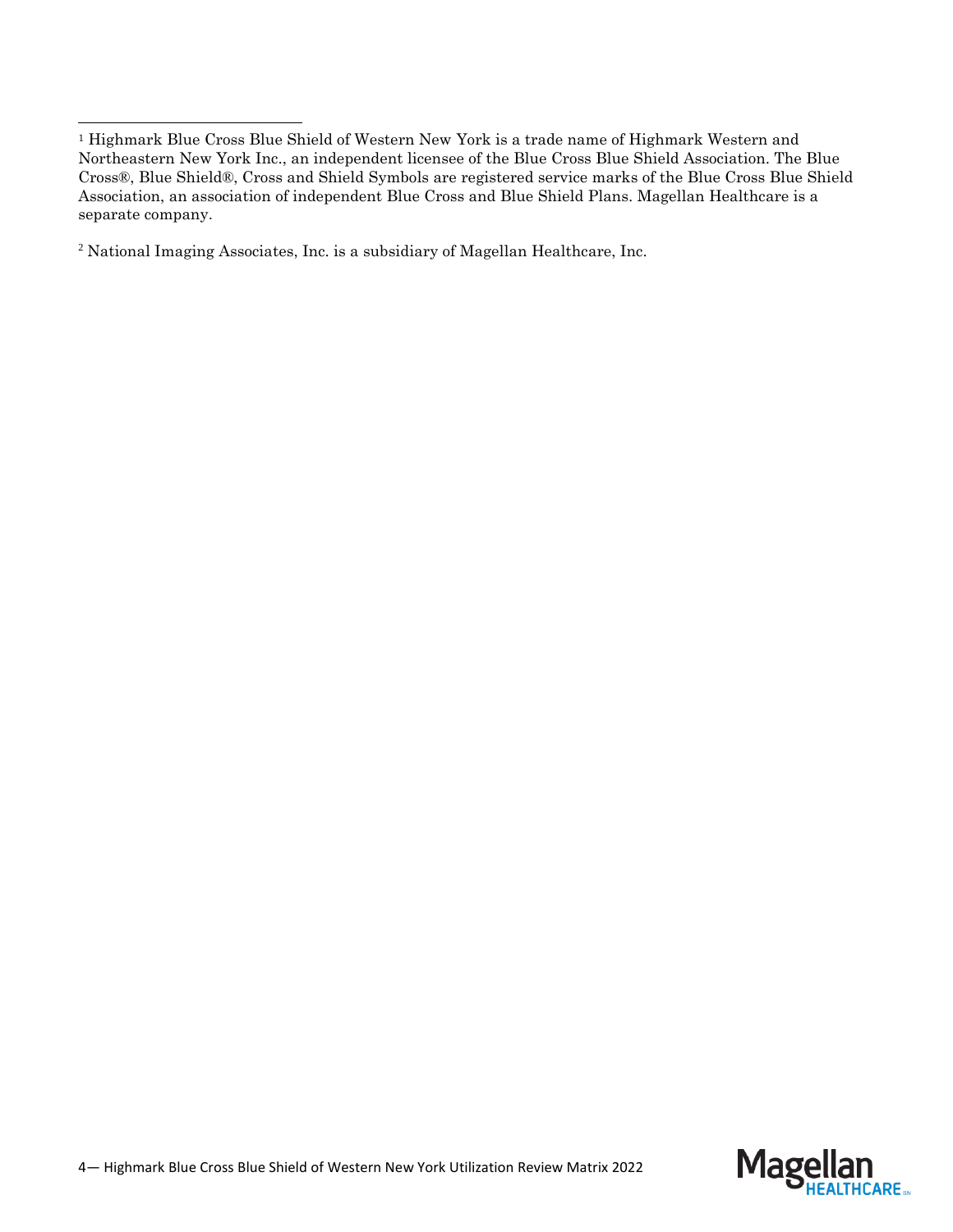[1] Highmark Blue Cross Blue Shield of Western New York is a trade name of Highmark Western and Northeastern New York Inc., an independent licensee of the Blue Cross Blue Shield Association. The Blue Cross®, Blue Shield®, Cross and Shield Symbols are registered service marks of the Blue Cross Blue Shield Association, an association of independent Blue Cross and Blue Shield Plans. Magellan Healthcare is a separate company.

[2] National Imaging Associates, Inc. is a subsidiary of Magellan Healthcare, Inc.